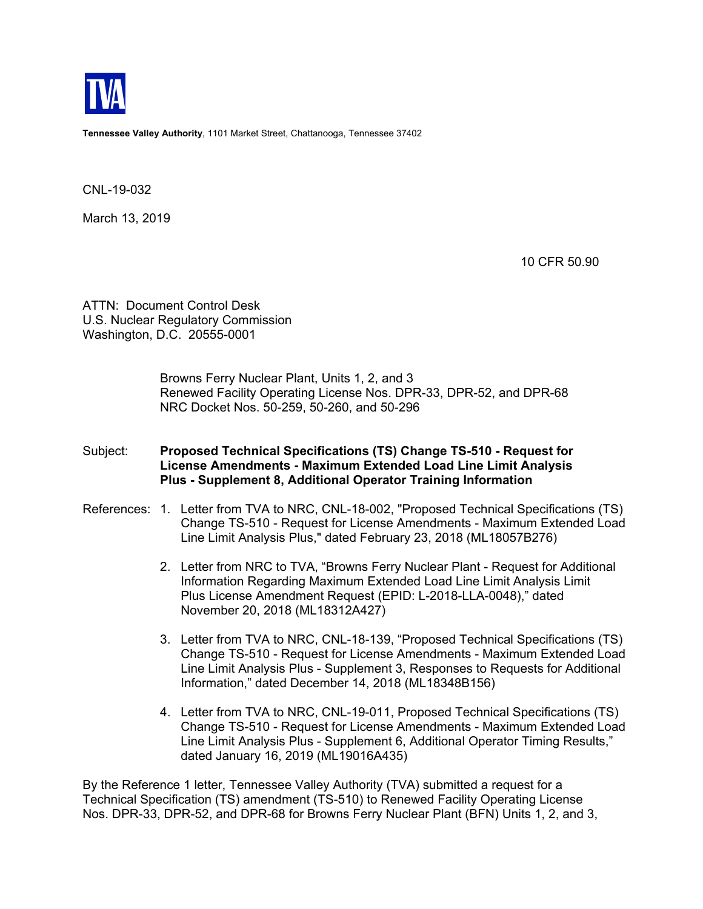TVA

**Tennessee Valley Authority**, 1101 Market Street, Chattanooga, Tennessee 37402

CNL-19-032

March 13, 2019

10 CFR 50.90

ATTN: Document Control Desk
U.S. Nuclear Regulatory Commission
Washington, D.C. 20555-0001

Browns Ferry Nuclear Plant, Units 1, 2, and 3
Renewed Facility Operating License Nos. DPR-33, DPR-52, and DPR-68
NRC Docket Nos. 50-259, 50-260, and 50-296

Subject: **Proposed Technical Specifications (TS) Change TS-510 - Request for License Amendments - Maximum Extended Load Line Limit Analysis Plus - Supplement 8, Additional Operator Training Information**

References:

1. Letter from TVA to NRC, CNL-18-002, "Proposed Technical Specifications (TS) Change TS-510 - Request for License Amendments - Maximum Extended Load Line Limit Analysis Plus," dated February 23, 2018 (ML18057B276)
2. Letter from NRC to TVA, "Browns Ferry Nuclear Plant - Request for Additional Information Regarding Maximum Extended Load Line Limit Analysis Limit Plus License Amendment Request (EPID: L-2018-LLA-0048)," dated November 20, 2018 (ML18312A427)
3. Letter from TVA to NRC, CNL-18-139, "Proposed Technical Specifications (TS) Change TS-510 - Request for License Amendments - Maximum Extended Load Line Limit Analysis Plus - Supplement 3, Responses to Requests for Additional Information," dated December 14, 2018 (ML18348B156)
4. Letter from TVA to NRC, CNL-19-011, Proposed Technical Specifications (TS) Change TS-510 - Request for License Amendments - Maximum Extended Load Line Limit Analysis Plus - Supplement 6, Additional Operator Timing Results," dated January 16, 2019 (ML19016A435)

By the Reference 1 letter, Tennessee Valley Authority (TVA) submitted a request for a Technical Specification (TS) amendment (TS-510) to Renewed Facility Operating License Nos. DPR-33, DPR-52, and DPR-68 for Browns Ferry Nuclear Plant (BFN) Units 1, 2, and 3,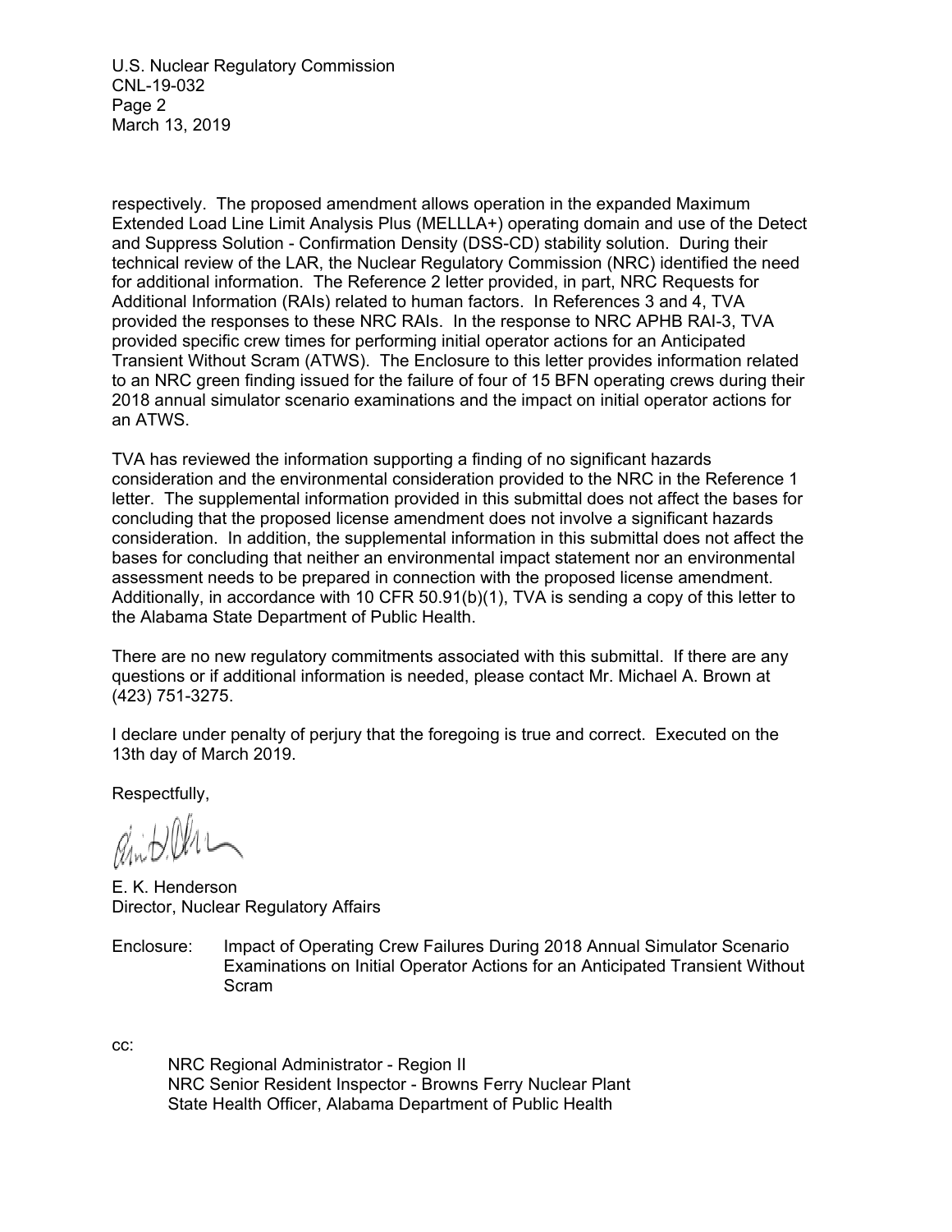respectively. The proposed amendment allows operation in the expanded Maximum Extended Load Line Limit Analysis Plus (MELLLA+) operating domain and use of the Detect and Suppress Solution - Confirmation Density (DSS-CD) stability solution. During their technical review of the LAR, the Nuclear Regulatory Commission (NRC) identified the need for additional information. The Reference 2 letter provided, in part, NRC Requests for Additional Information (RAIs) related to human factors. In References 3 and 4, TVA provided the responses to these NRC RAIs. In the response to NRC APHB RAI-3, TVA provided specific crew times for performing initial operator actions for an Anticipated Transient Without Scram (ATWS). The Enclosure to this letter provides information related to an NRC green finding issued for the failure of four of 15 BFN operating crews during their 2018 annual simulator scenario examinations and the impact on initial operator actions for an ATWS.

TVA has reviewed the information supporting a finding of no significant hazards consideration and the environmental consideration provided to the NRC in the Reference 1 letter. The supplemental information provided in this submittal does not affect the bases for concluding that the proposed license amendment does not involve a significant hazards consideration. In addition, the supplemental information in this submittal does not affect the bases for concluding that neither an environmental impact statement nor an environmental assessment needs to be prepared in connection with the proposed license amendment. Additionally, in accordance with 10 CFR 50.91(b)(1), TVA is sending a copy of this letter to the Alabama State Department of Public Health.

There are no new regulatory commitments associated with this submittal. If there are any questions or if additional information is needed, please contact Mr. Michael A. Brown at (423) 751-3275.

I declare under penalty of perjury that the foregoing is true and correct. Executed on the 13th day of March 2019.

Respectfully,

E. K. Henderson
Director, Nuclear Regulatory Affairs

Enclosure: Impact of Operating Crew Failures During 2018 Annual Simulator Scenario Examinations on Initial Operator Actions for an Anticipated Transient Without Scram

cc:

NRC Regional Administrator - Region II
NRC Senior Resident Inspector - Browns Ferry Nuclear Plant
State Health Officer, Alabama Department of Public Health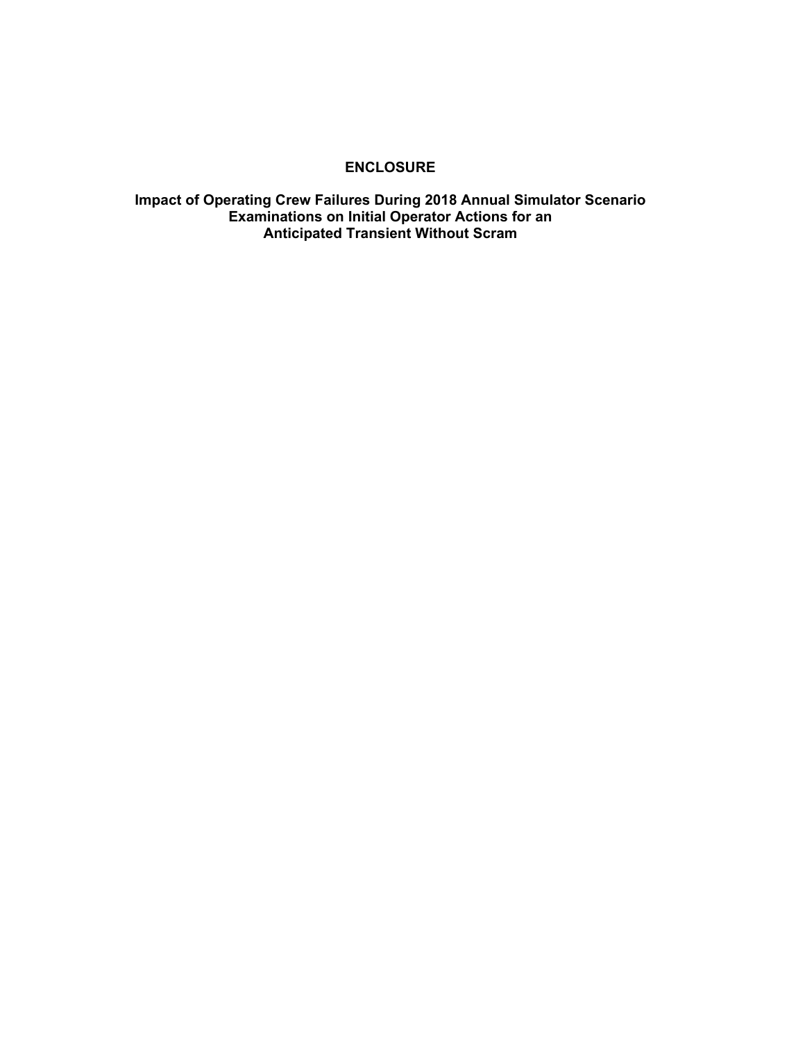# ENCLOSURE

## Impact of Operating Crew Failures During 2018 Annual Simulator Scenario Examinations on Initial Operator Actions for an Anticipated Transient Without Scram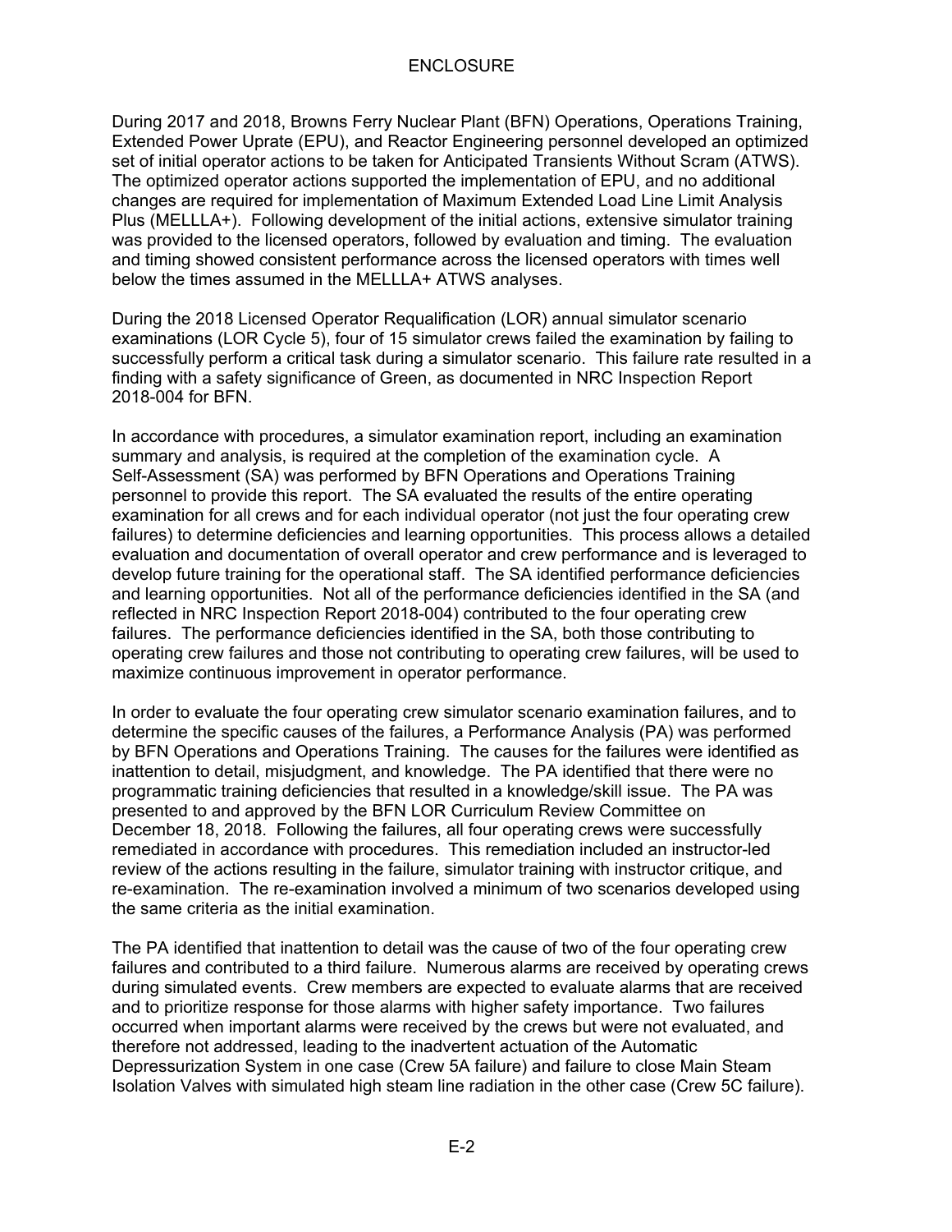During 2017 and 2018, Browns Ferry Nuclear Plant (BFN) Operations, Operations Training, Extended Power Uprate (EPU), and Reactor Engineering personnel developed an optimized set of initial operator actions to be taken for Anticipated Transients Without Scram (ATWS). The optimized operator actions supported the implementation of EPU, and no additional changes are required for implementation of Maximum Extended Load Line Limit Analysis Plus (MELLLA+). Following development of the initial actions, extensive simulator training was provided to the licensed operators, followed by evaluation and timing. The evaluation and timing showed consistent performance across the licensed operators with times well below the times assumed in the MELLLA+ ATWS analyses.

During the 2018 Licensed Operator Requalification (LOR) annual simulator scenario examinations (LOR Cycle 5), four of 15 simulator crews failed the examination by failing to successfully perform a critical task during a simulator scenario. This failure rate resulted in a finding with a safety significance of Green, as documented in NRC Inspection Report 2018-004 for BFN.

In accordance with procedures, a simulator examination report, including an examination summary and analysis, is required at the completion of the examination cycle. A Self-Assessment (SA) was performed by BFN Operations and Operations Training personnel to provide this report. The SA evaluated the results of the entire operating examination for all crews and for each individual operator (not just the four operating crew failures) to determine deficiencies and learning opportunities. This process allows a detailed evaluation and documentation of overall operator and crew performance and is leveraged to develop future training for the operational staff. The SA identified performance deficiencies and learning opportunities. Not all of the performance deficiencies identified in the SA (and reflected in NRC Inspection Report 2018-004) contributed to the four operating crew failures. The performance deficiencies identified in the SA, both those contributing to operating crew failures and those not contributing to operating crew failures, will be used to maximize continuous improvement in operator performance.

In order to evaluate the four operating crew simulator scenario examination failures, and to determine the specific causes of the failures, a Performance Analysis (PA) was performed by BFN Operations and Operations Training. The causes for the failures were identified as inattention to detail, misjudgment, and knowledge. The PA identified that there were no programmatic training deficiencies that resulted in a knowledge/skill issue. The PA was presented to and approved by the BFN LOR Curriculum Review Committee on December 18, 2018. Following the failures, all four operating crews were successfully remediated in accordance with procedures. This remediation included an instructor-led review of the actions resulting in the failure, simulator training with instructor critique, and re-examination. The re-examination involved a minimum of two scenarios developed using the same criteria as the initial examination.

The PA identified that inattention to detail was the cause of two of the four operating crew failures and contributed to a third failure. Numerous alarms are received by operating crews during simulated events. Crew members are expected to evaluate alarms that are received and to prioritize response for those alarms with higher safety importance. Two failures occurred when important alarms were received by the crews but were not evaluated, and therefore not addressed, leading to the inadvertent actuation of the Automatic Depressurization System in one case (Crew 5A failure) and failure to close Main Steam Isolation Valves with simulated high steam line radiation in the other case (Crew 5C failure).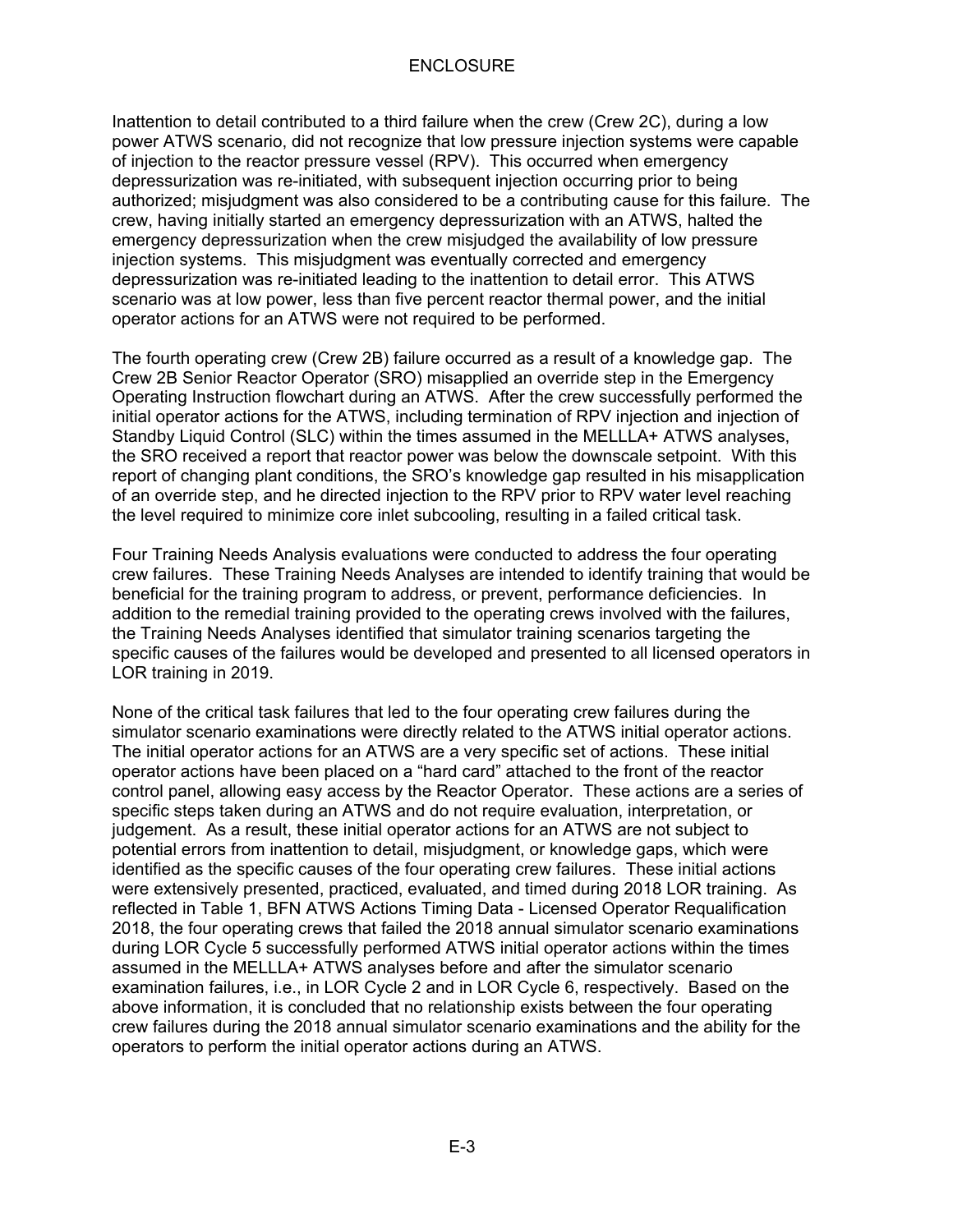Inattention to detail contributed to a third failure when the crew (Crew 2C), during a low power ATWS scenario, did not recognize that low pressure injection systems were capable of injection to the reactor pressure vessel (RPV). This occurred when emergency depressurization was re-initiated, with subsequent injection occurring prior to being authorized; misjudgment was also considered to be a contributing cause for this failure. The crew, having initially started an emergency depressurization with an ATWS, halted the emergency depressurization when the crew misjudged the availability of low pressure injection systems. This misjudgment was eventually corrected and emergency depressurization was re-initiated leading to the inattention to detail error. This ATWS scenario was at low power, less than five percent reactor thermal power, and the initial operator actions for an ATWS were not required to be performed.

The fourth operating crew (Crew 2B) failure occurred as a result of a knowledge gap. The Crew 2B Senior Reactor Operator (SRO) misapplied an override step in the Emergency Operating Instruction flowchart during an ATWS. After the crew successfully performed the initial operator actions for the ATWS, including termination of RPV injection and injection of Standby Liquid Control (SLC) within the times assumed in the MELLLA+ ATWS analyses, the SRO received a report that reactor power was below the downscale setpoint. With this report of changing plant conditions, the SRO's knowledge gap resulted in his misapplication of an override step, and he directed injection to the RPV prior to RPV water level reaching the level required to minimize core inlet subcooling, resulting in a failed critical task.

Four Training Needs Analysis evaluations were conducted to address the four operating crew failures. These Training Needs Analyses are intended to identify training that would be beneficial for the training program to address, or prevent, performance deficiencies. In addition to the remedial training provided to the operating crews involved with the failures, the Training Needs Analyses identified that simulator training scenarios targeting the specific causes of the failures would be developed and presented to all licensed operators in LOR training in 2019.

None of the critical task failures that led to the four operating crew failures during the simulator scenario examinations were directly related to the ATWS initial operator actions. The initial operator actions for an ATWS are a very specific set of actions. These initial operator actions have been placed on a "hard card" attached to the front of the reactor control panel, allowing easy access by the Reactor Operator. These actions are a series of specific steps taken during an ATWS and do not require evaluation, interpretation, or judgement. As a result, these initial operator actions for an ATWS are not subject to potential errors from inattention to detail, misjudgment, or knowledge gaps, which were identified as the specific causes of the four operating crew failures. These initial actions were extensively presented, practiced, evaluated, and timed during 2018 LOR training. As reflected in Table 1, BFN ATWS Actions Timing Data - Licensed Operator Requalification 2018, the four operating crews that failed the 2018 annual simulator scenario examinations during LOR Cycle 5 successfully performed ATWS initial operator actions within the times assumed in the MELLLA+ ATWS analyses before and after the simulator scenario examination failures, i.e., in LOR Cycle 2 and in LOR Cycle 6, respectively. Based on the above information, it is concluded that no relationship exists between the four operating crew failures during the 2018 annual simulator scenario examinations and the ability for the operators to perform the initial operator actions during an ATWS.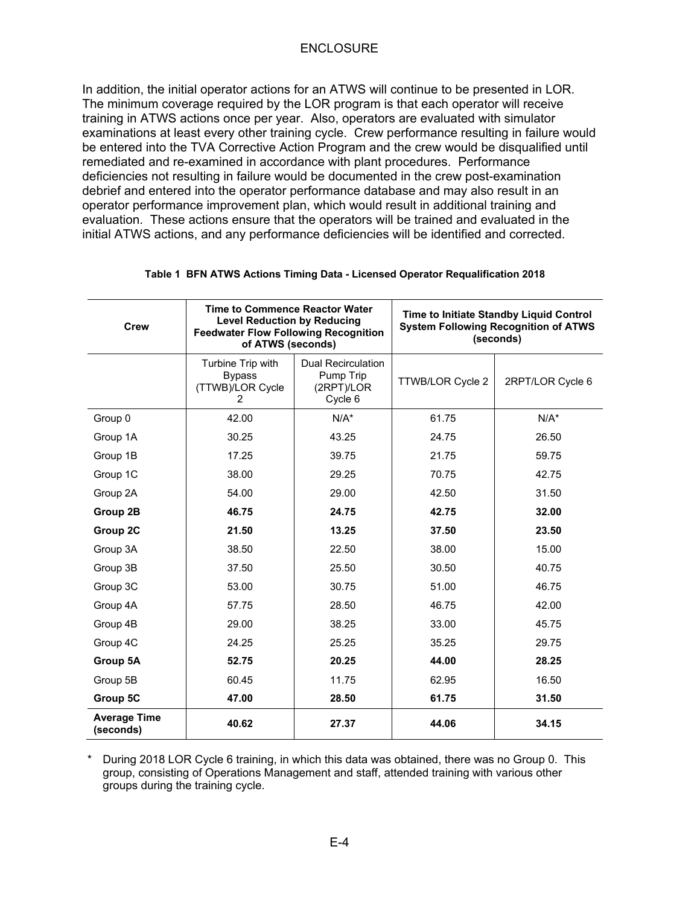ENCLOSURE

In addition, the initial operator actions for an ATWS will continue to be presented in LOR. The minimum coverage required by the LOR program is that each operator will receive training in ATWS actions once per year. Also, operators are evaluated with simulator examinations at least every other training cycle. Crew performance resulting in failure would be entered into the TVA Corrective Action Program and the crew would be disqualified until remediated and re-examined in accordance with plant procedures. Performance deficiencies not resulting in failure would be documented in the crew post-examination debrief and entered into the operator performance database and may also result in an operator performance improvement plan, which would result in additional training and evaluation. These actions ensure that the operators will be trained and evaluated in the initial ATWS actions, and any performance deficiencies will be identified and corrected.

**Table 1 BFN ATWS Actions Timing Data - Licensed Operator Requalification 2018**

| Crew | Time to Commence Reactor Water Level Reduction by Reducing Feedwater Flow Following Recognition of ATWS (seconds) | | Time to Initiate Standby Liquid Control System Following Recognition of ATWS (seconds) | |
|---|---|---|---|---|
| | Turbine Trip with Bypass (TTWB)/LOR Cycle 2 | Dual Recirculation Pump Trip (2RPT)/LOR Cycle 6 | TTWB/LOR Cycle 2 | 2RPT/LOR Cycle 6 |
| Group 0 | 42.00 | N/A* | 61.75 | N/A* |
| Group 1A | 30.25 | 43.25 | 24.75 | 26.50 |
| Group 1B | 17.25 | 39.75 | 21.75 | 59.75 |
| Group 1C | 38.00 | 29.25 | 70.75 | 42.75 |
| Group 2A | 54.00 | 29.00 | 42.50 | 31.50 |
| **Group 2B** | **46.75** | **24.75** | **42.75** | **32.00** |
| **Group 2C** | **21.50** | **13.25** | **37.50** | **23.50** |
| Group 3A | 38.50 | 22.50 | 38.00 | 15.00 |
| Group 3B | 37.50 | 25.50 | 30.50 | 40.75 |
| Group 3C | 53.00 | 30.75 | 51.00 | 46.75 |
| Group 4A | 57.75 | 28.50 | 46.75 | 42.00 |
| Group 4B | 29.00 | 38.25 | 33.00 | 45.75 |
| Group 4C | 24.25 | 25.25 | 35.25 | 29.75 |
| **Group 5A** | **52.75** | **20.25** | **44.00** | **28.25** |
| Group 5B | 60.45 | 11.75 | 62.95 | 16.50 |
| **Group 5C** | **47.00** | **28.50** | **61.75** | **31.50** |
| **Average Time (seconds)** | **40.62** | **27.37** | **44.06** | **34.15** |

\* During 2018 LOR Cycle 6 training, in which this data was obtained, there was no Group 0. This group, consisting of Operations Management and staff, attended training with various other groups during the training cycle.